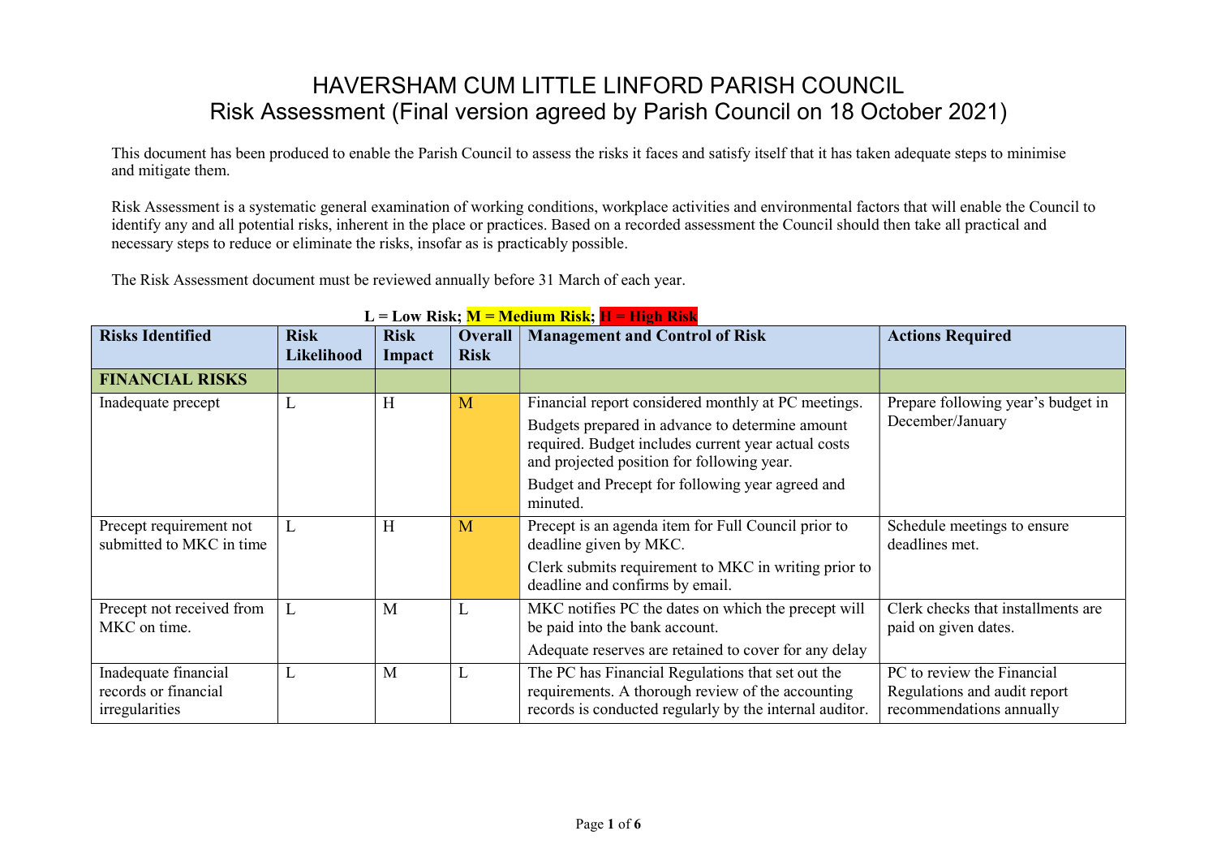# HAVERSHAM CUM LITTLE LINFORD PARISH COUNCIL
## Risk Assessment (Final version agreed by Parish Council on 18 October 2021)

This document has been produced to enable the Parish Council to assess the risks it faces and satisfy itself that it has taken adequate steps to minimise and mitigate them.

Risk Assessment is a systematic general examination of working conditions, workplace activities and environmental factors that will enable the Council to identify any and all potential risks, inherent in the place or practices. Based on a recorded assessment the Council should then take all practical and necessary steps to reduce or eliminate the risks, insofar as is practicably possible.

The Risk Assessment document must be reviewed annually before 31 March of each year.

**L = Low Risk; M = Medium Risk; H = High Risk**

| Risks Identified | Risk Likelihood | Risk Impact | Overall Risk | Management and Control of Risk | Actions Required |
|---|---|---|---|---|---|
| **FINANCIAL RISKS** | | | | | |
| Inadequate precept | L | H | M | Financial report considered monthly at PC meetings.<br>Budgets prepared in advance to determine amount required. Budget includes current year actual costs and projected position for following year.<br>Budget and Precept for following year agreed and minuted. | Prepare following year's budget in December/January |
| Precept requirement not submitted to MKC in time | L | H | M | Precept is an agenda item for Full Council prior to deadline given by MKC.<br>Clerk submits requirement to MKC in writing prior to deadline and confirms by email. | Schedule meetings to ensure deadlines met. |
| Precept not received from MKC on time. | L | M | L | MKC notifies PC the dates on which the precept will be paid into the bank account.<br>Adequate reserves are retained to cover for any delay | Clerk checks that installments are paid on given dates. |
| Inadequate financial records or financial irregularities | L | M | L | The PC has Financial Regulations that set out the requirements. A thorough review of the accounting records is conducted regularly by the internal auditor. | PC to review the Financial Regulations and audit report recommendations annually |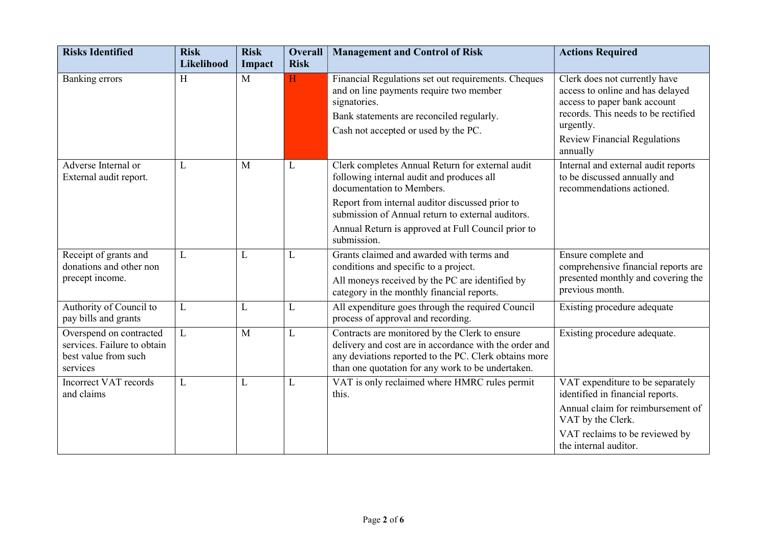| Risks Identified | Risk Likelihood | Risk Impact | Overall Risk | Management and Control of Risk | Actions Required |
|---|---|---|---|---|---|
| Banking errors | H | M | H | Financial Regulations set out requirements. Cheques and on line payments require two member signatories. Bank statements are reconciled regularly. Cash not accepted or used by the PC. | Clerk does not currently have access to online and has delayed access to paper bank account records. This needs to be rectified urgently. Review Financial Regulations annually |
| Adverse Internal or External audit report. | L | M | L | Clerk completes Annual Return for external audit following internal audit and produces all documentation to Members. Report from internal auditor discussed prior to submission of Annual return to external auditors. Annual Return is approved at Full Council prior to submission. | Internal and external audit reports to be discussed annually and recommendations actioned. |
| Receipt of grants and donations and other non precept income. | L | L | L | Grants claimed and awarded with terms and conditions and specific to a project. All moneys received by the PC are identified by category in the monthly financial reports. | Ensure complete and comprehensive financial reports are presented monthly and covering the previous month. |
| Authority of Council to pay bills and grants | L | L | L | All expenditure goes through the required Council process of approval and recording. | Existing procedure adequate |
| Overspend on contracted services. Failure to obtain best value from such services | L | M | L | Contracts are monitored by the Clerk to ensure delivery and cost are in accordance with the order and any deviations reported to the PC. Clerk obtains more than one quotation for any work to be undertaken. | Existing procedure adequate. |
| Incorrect VAT records and claims | L | L | L | VAT is only reclaimed where HMRC rules permit this. | VAT expenditure to be separately identified in financial reports. Annual claim for reimbursement of VAT by the Clerk. VAT reclaims to be reviewed by the internal auditor. |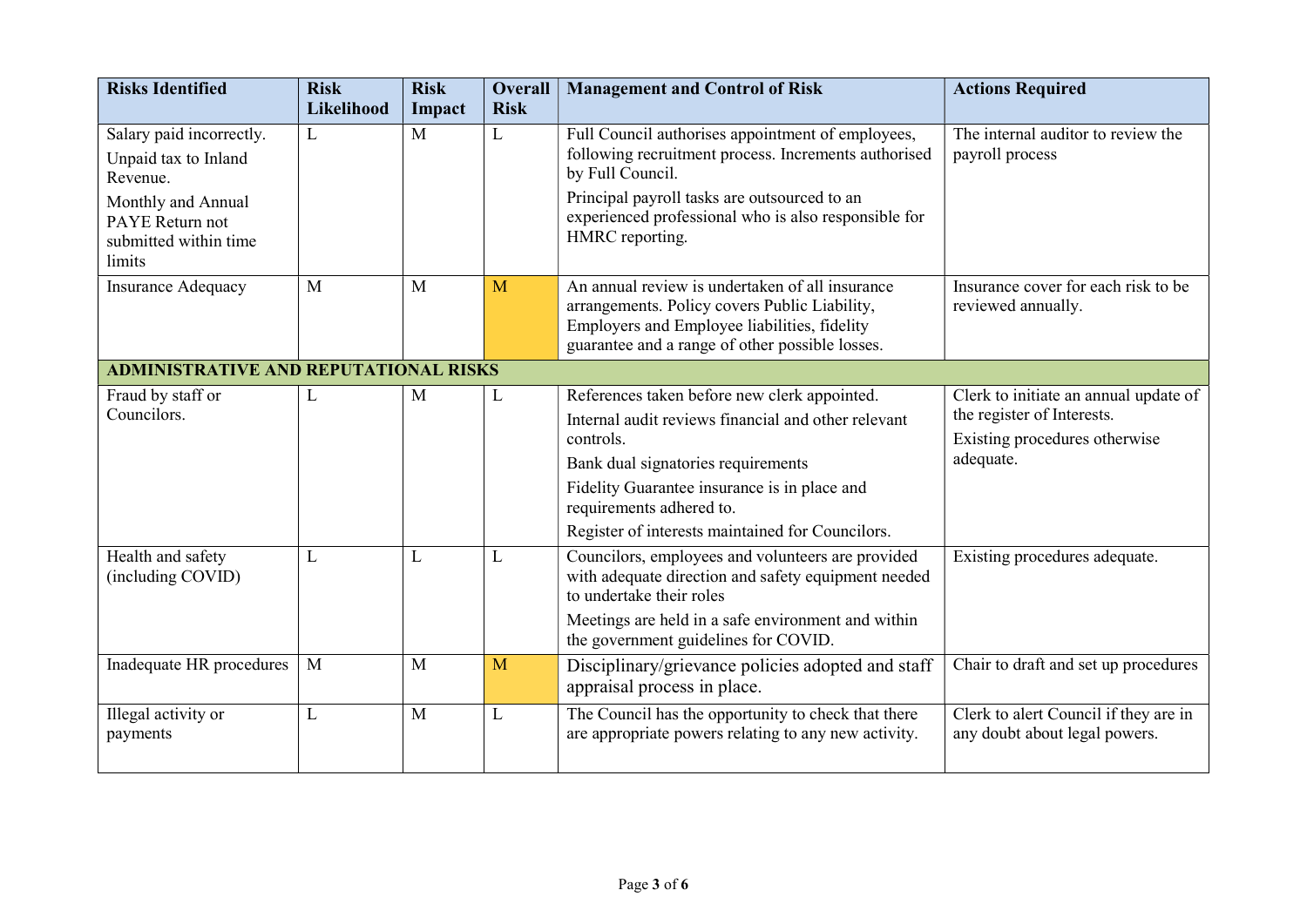| Risks Identified | Risk Likelihood | Risk Impact | Overall Risk | Management and Control of Risk | Actions Required |
|---|---|---|---|---|---|
| Salary paid incorrectly.<br>Unpaid tax to Inland Revenue.<br>Monthly and Annual PAYE Return not submitted within time limits | L | M | L | Full Council authorises appointment of employees, following recruitment process. Increments authorised by Full Council.<br>Principal payroll tasks are outsourced to an experienced professional who is also responsible for HMRC reporting. | The internal auditor to review the payroll process |
| Insurance Adequacy | M | M | M | An annual review is undertaken of all insurance arrangements. Policy covers Public Liability, Employers and Employee liabilities, fidelity guarantee and a range of other possible losses. | Insurance cover for each risk to be reviewed annually. |
| **ADMINISTRATIVE AND REPUTATIONAL RISKS** | | | | | |
| Fraud by staff or Councilors. | L | M | L | References taken before new clerk appointed.<br>Internal audit reviews financial and other relevant controls.<br>Bank dual signatories requirements<br>Fidelity Guarantee insurance is in place and requirements adhered to.<br>Register of interests maintained for Councilors. | Clerk to initiate an annual update of the register of Interests.<br>Existing procedures otherwise adequate. |
| Health and safety (including COVID) | L | L | L | Councilors, employees and volunteers are provided with adequate direction and safety equipment needed to undertake their roles<br>Meetings are held in a safe environment and within the government guidelines for COVID. | Existing procedures adequate. |
| Inadequate HR procedures | M | M | M | Disciplinary/grievance policies adopted and staff appraisal process in place. | Chair to draft and set up procedures |
| Illegal activity or payments | L | M | L | The Council has the opportunity to check that there are appropriate powers relating to any new activity. | Clerk to alert Council if they are in any doubt about legal powers. |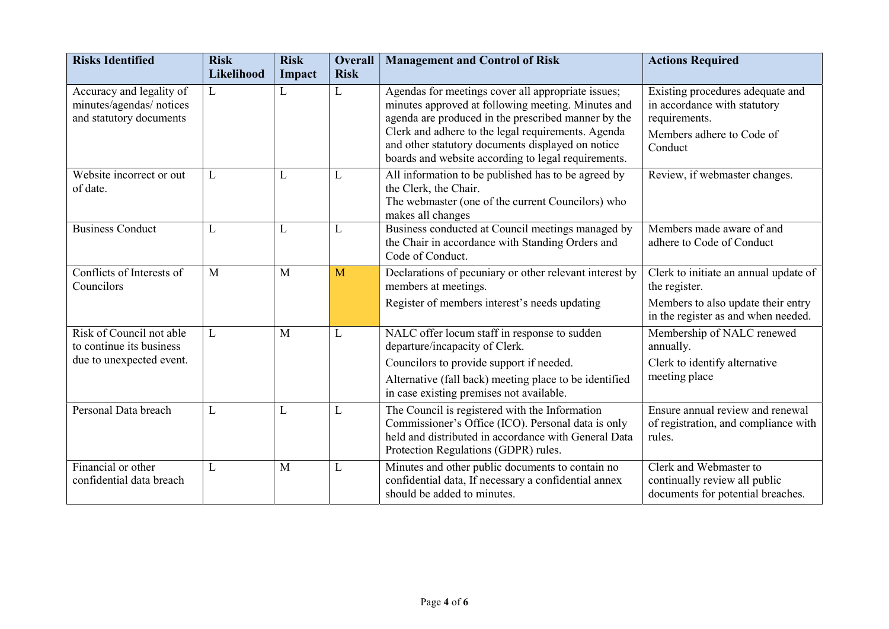| Risks Identified | Risk Likelihood | Risk Impact | Overall Risk | Management and Control of Risk | Actions Required |
|---|---|---|---|---|---|
| Accuracy and legality of minutes/agendas/ notices and statutory documents | L | L | L | Agendas for meetings cover all appropriate issues; minutes approved at following meeting. Minutes and agenda are produced in the prescribed manner by the Clerk and adhere to the legal requirements. Agenda and other statutory documents displayed on notice boards and website according to legal requirements. | Existing procedures adequate and in accordance with statutory requirements.<br>Members adhere to Code of Conduct |
| Website incorrect or out of date. | L | L | L | All information to be published has to be agreed by the Clerk, the Chair.<br>The webmaster (one of the current Councilors) who makes all changes | Review, if webmaster changes. |
| Business Conduct | L | L | L | Business conducted at Council meetings managed by the Chair in accordance with Standing Orders and Code of Conduct. | Members made aware of and adhere to Code of Conduct |
| Conflicts of Interests of Councilors | M | M | M | Declarations of pecuniary or other relevant interest by members at meetings.<br>Register of members interest's needs updating | Clerk to initiate an annual update of the register.<br>Members to also update their entry in the register as and when needed. |
| Risk of Council not able to continue its business due to unexpected event. | L | M | L | NALC offer locum staff in response to sudden departure/incapacity of Clerk.<br>Councilors to provide support if needed.<br>Alternative (fall back) meeting place to be identified in case existing premises not available. | Membership of NALC renewed annually.<br>Clerk to identify alternative meeting place |
| Personal Data breach | L | L | L | The Council is registered with the Information Commissioner's Office (ICO). Personal data is only held and distributed in accordance with General Data Protection Regulations (GDPR) rules. | Ensure annual review and renewal of registration, and compliance with rules. |
| Financial or other confidential data breach | L | M | L | Minutes and other public documents to contain no confidential data, If necessary a confidential annex should be added to minutes. | Clerk and Webmaster to continually review all public documents for potential breaches. |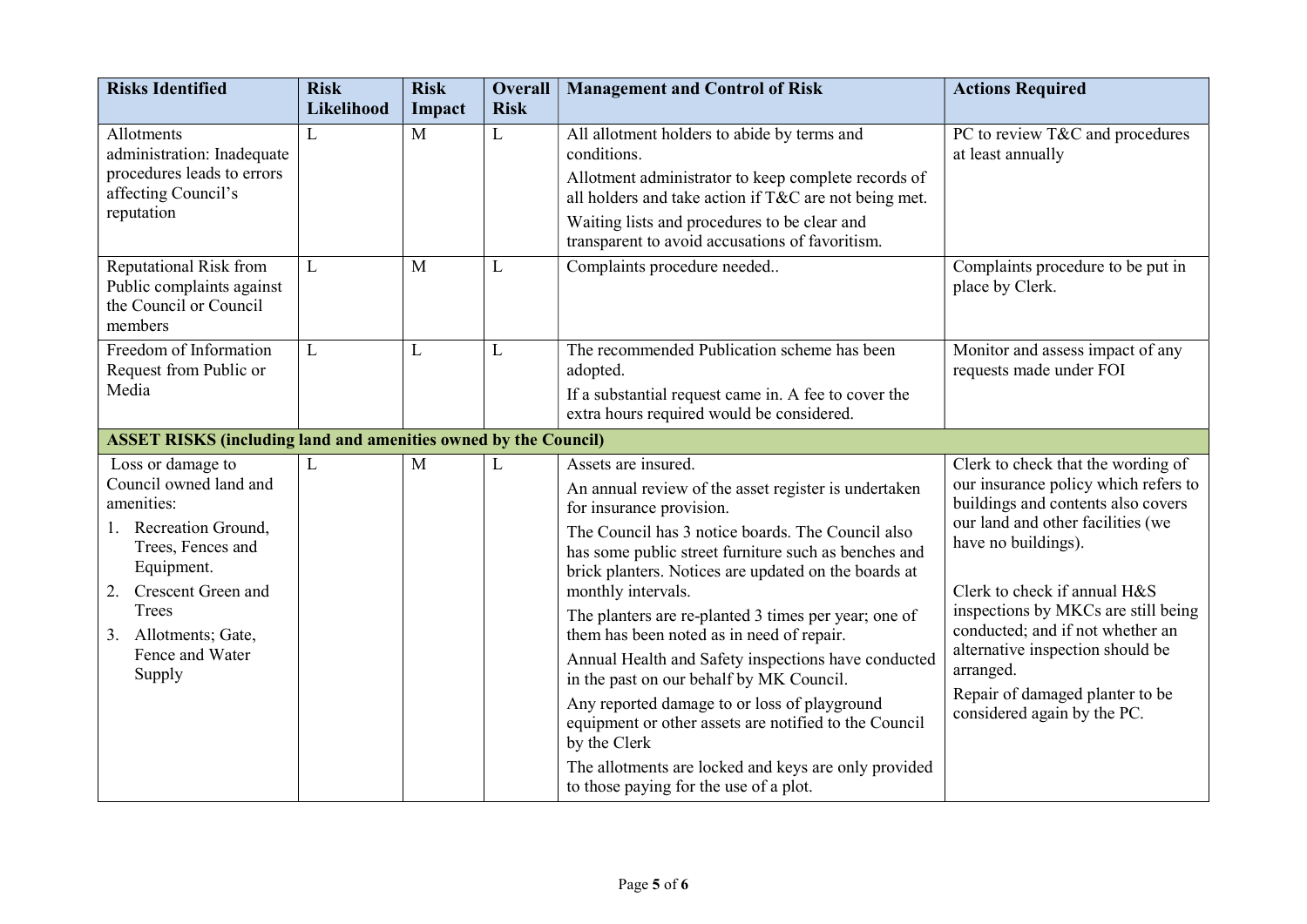| Risks Identified | Risk Likelihood | Risk Impact | Overall Risk | Management and Control of Risk | Actions Required |
|---|---|---|---|---|---|
| Allotments administration: Inadequate procedures leads to errors affecting Council's reputation | L | M | L | All allotment holders to abide by terms and conditions.<br>Allotment administrator to keep complete records of all holders and take action if T&C are not being met.<br>Waiting lists and procedures to be clear and transparent to avoid accusations of favoritism. | PC to review T&C and procedures at least annually |
| Reputational Risk from Public complaints against the Council or Council members | L | M | L | Complaints procedure needed.. | Complaints procedure to be put in place by Clerk. |
| Freedom of Information Request from Public or Media | L | L | L | The recommended Publication scheme has been adopted.<br>If a substantial request came in. A fee to cover the extra hours required would be considered. | Monitor and assess impact of any requests made under FOI |
| **ASSET RISKS (including land and amenities owned by the Council)** | | | | | |
| Loss or damage to Council owned land and amenities:<br>1. Recreation Ground, Trees, Fences and Equipment.<br>2. Crescent Green and Trees<br>3. Allotments; Gate, Fence and Water Supply | L | M | L | Assets are insured.<br>An annual review of the asset register is undertaken for insurance provision.<br>The Council has 3 notice boards. The Council also has some public street furniture such as benches and brick planters. Notices are updated on the boards at monthly intervals.<br>The planters are re-planted 3 times per year; one of them has been noted as in need of repair.<br>Annual Health and Safety inspections have conducted in the past on our behalf by MK Council.<br>Any reported damage to or loss of playground equipment or other assets are notified to the Council by the Clerk<br>The allotments are locked and keys are only provided to those paying for the use of a plot. | Clerk to check that the wording of our insurance policy which refers to buildings and contents also covers our land and other facilities (we have no buildings).<br><br>Clerk to check if annual H&S inspections by MKCs are still being conducted; and if not whether an alternative inspection should be arranged.<br>Repair of damaged planter to be considered again by the PC. |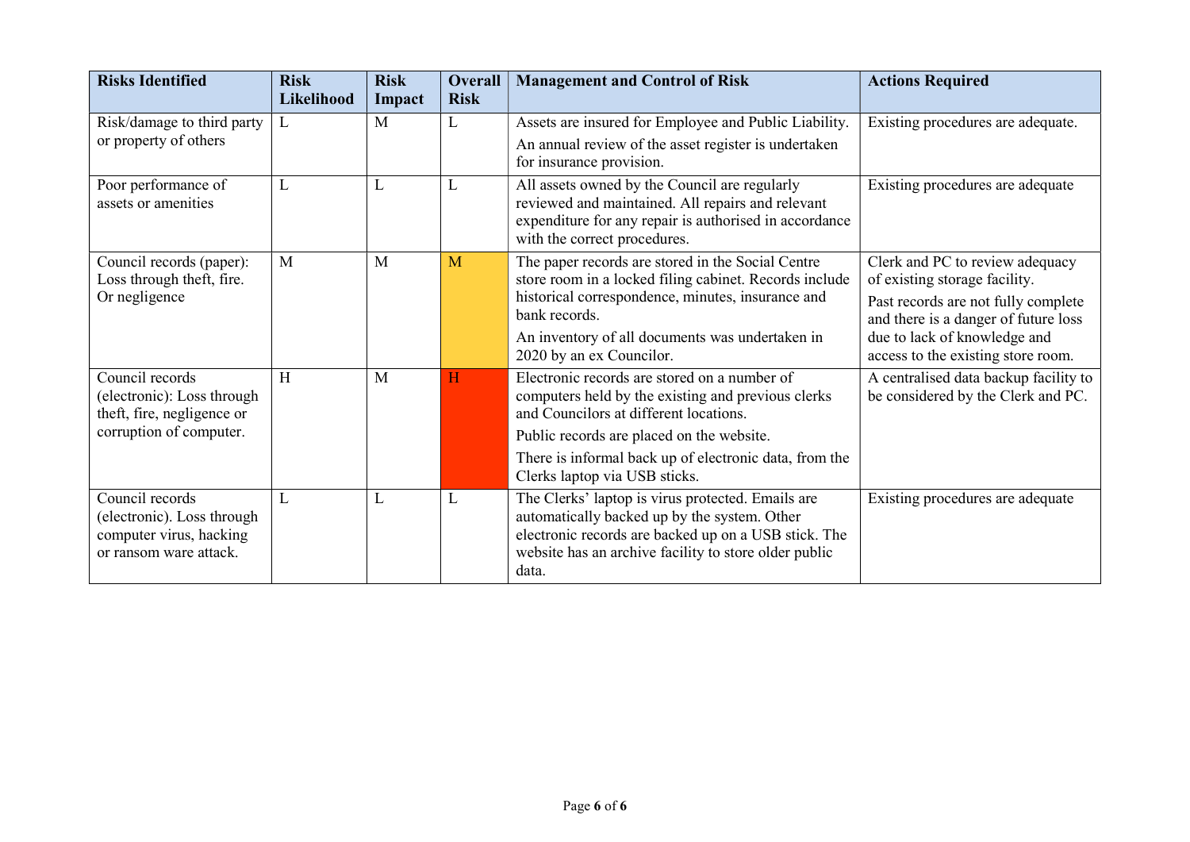| Risks Identified | Risk Likelihood | Risk Impact | Overall Risk | Management and Control of Risk | Actions Required |
|---|---|---|---|---|---|
| Risk/damage to third party or property of others | L | M | L | Assets are insured for Employee and Public Liability. An annual review of the asset register is undertaken for insurance provision. | Existing procedures are adequate. |
| Poor performance of assets or amenities | L | L | L | All assets owned by the Council are regularly reviewed and maintained. All repairs and relevant expenditure for any repair is authorised in accordance with the correct procedures. | Existing procedures are adequate |
| Council records (paper): Loss through theft, fire. Or negligence | M | M | M | The paper records are stored in the Social Centre store room in a locked filing cabinet. Records include historical correspondence, minutes, insurance and bank records. An inventory of all documents was undertaken in 2020 by an ex Councilor. | Clerk and PC to review adequacy of existing storage facility. Past records are not fully complete and there is a danger of future loss due to lack of knowledge and access to the existing store room. |
| Council records (electronic): Loss through theft, fire, negligence or corruption of computer. | H | M | H | Electronic records are stored on a number of computers held by the existing and previous clerks and Councilors at different locations. Public records are placed on the website. There is informal back up of electronic data, from the Clerks laptop via USB sticks. | A centralised data backup facility to be considered by the Clerk and PC. |
| Council records (electronic). Loss through computer virus, hacking or ransom ware attack. | L | L | L | The Clerks' laptop is virus protected. Emails are automatically backed up by the system. Other electronic records are backed up on a USB stick. The website has an archive facility to store older public data. | Existing procedures are adequate |